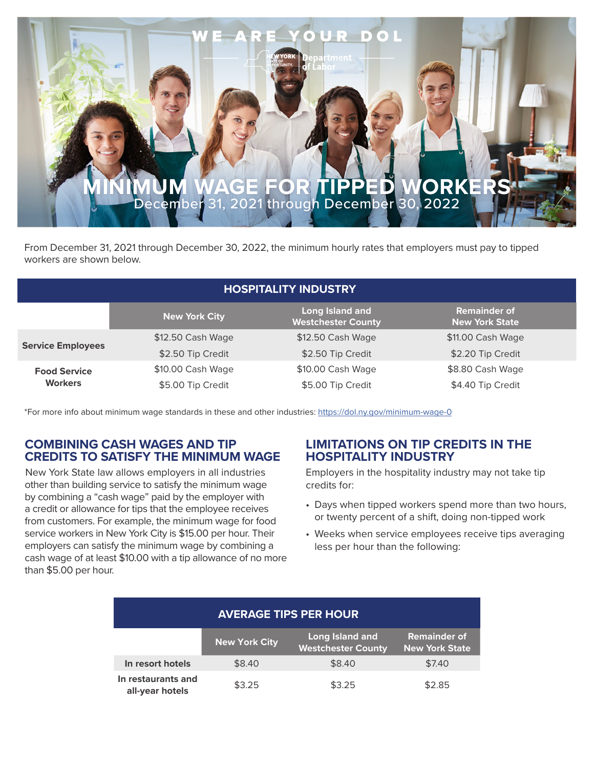WE ARE YOUR DOL

NEW YORK STATE OF OPPORTUNITY. | Department of Labor

# MINIMUM WAGE FOR TIPPED WORKERS

December 31, 2021 through December 30, 2022

From December 31, 2021 through December 30, 2022, the minimum hourly rates that employers must pay to tipped workers are shown below.

| HOSPITALITY INDUSTRY | | | |
|---|---|---|---|
| | New York City | Long Island and Westchester County | Remainder of New York State |
| Service Employees | $12.50 Cash Wage | $12.50 Cash Wage | $11.00 Cash Wage |
| | $2.50 Tip Credit | $2.50 Tip Credit | $2.20 Tip Credit |
| Food Service Workers | $10.00 Cash Wage | $10.00 Cash Wage | $8.80 Cash Wage |
| | $5.00 Tip Credit | $5.00 Tip Credit | $4.40 Tip Credit |

*For more info about minimum wage standards in these and other industries: https://dol.ny.gov/minimum-wage-0

## COMBINING CASH WAGES AND TIP CREDITS TO SATISFY THE MINIMUM WAGE

New York State law allows employers in all industries other than building service to satisfy the minimum wage by combining a "cash wage" paid by the employer with a credit or allowance for tips that the employee receives from customers. For example, the minimum wage for food service workers in New York City is $15.00 per hour. Their employers can satisfy the minimum wage by combining a cash wage of at least $10.00 with a tip allowance of no more than $5.00 per hour.

## LIMITATIONS ON TIP CREDITS IN THE HOSPITALITY INDUSTRY

Employers in the hospitality industry may not take tip credits for:

- Days when tipped workers spend more than two hours, or twenty percent of a shift, doing non-tipped work
- Weeks when service employees receive tips averaging less per hour than the following:

| AVERAGE TIPS PER HOUR | | | |
|---|---|---|---|
| | New York City | Long Island and Westchester County | Remainder of New York State |
| In resort hotels | $8.40 | $8.40 | $7.40 |
| In restaurants and all-year hotels | $3.25 | $3.25 | $2.85 |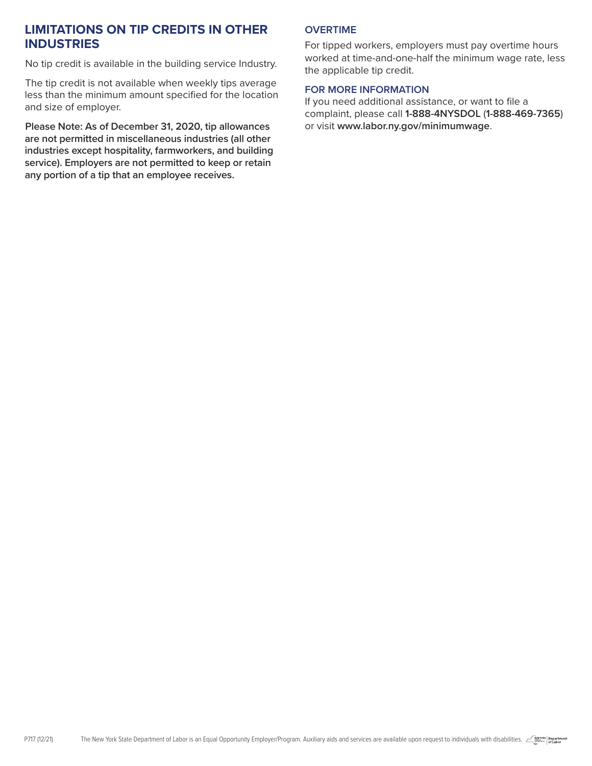## LIMITATIONS ON TIP CREDITS IN OTHER INDUSTRIES

No tip credit is available in the building service Industry.

The tip credit is not available when weekly tips average less than the minimum amount specified for the location and size of employer.

**Please Note: As of December 31, 2020, tip allowances are not permitted in miscellaneous industries (all other industries except hospitality, farmworkers, and building service). Employers are not permitted to keep or retain any portion of a tip that an employee receives.**

### OVERTIME

For tipped workers, employers must pay overtime hours worked at time-and-one-half the minimum wage rate, less the applicable tip credit.

### FOR MORE INFORMATION

If you need additional assistance, or want to file a complaint, please call **1-888-4NYSDOL** (**1-888-469-7365**) or visit **www.labor.ny.gov/minimumwage**.

P717 (12/21) The New York State Department of Labor is an Equal Opportunity Employer/Program. Auxiliary aids and services are available upon request to individuals with disabilities.